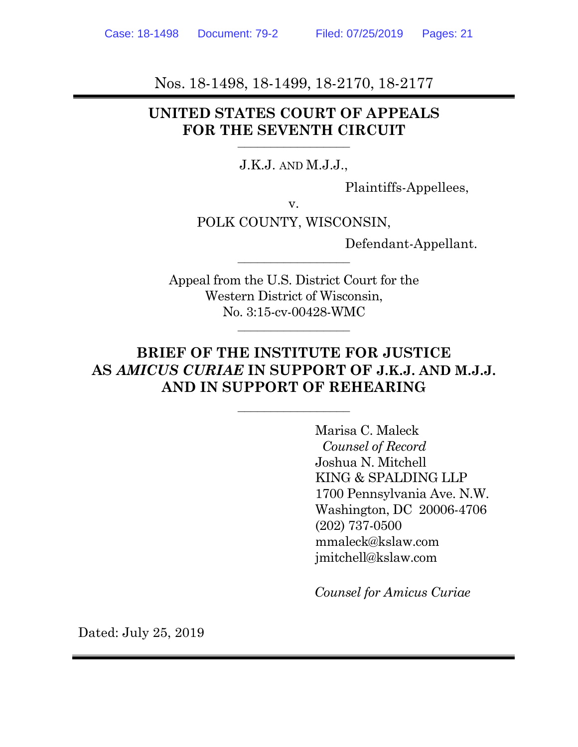Nos. 18-1498, 18-1499, 18-2170, 18-2177

**UNITED STATES COURT OF APPEALS**
**FOR THE SEVENTH CIRCUIT**

---

J.K.J. AND M.J.J.,

Plaintiffs-Appellees,

v.

POLK COUNTY, WISCONSIN,

Defendant-Appellant.

---

Appeal from the U.S. District Court for the
Western District of Wisconsin,
No. 3:15-cv-00428-WMC

---

**BRIEF OF THE INSTITUTE FOR JUSTICE AS *AMICUS CURIAE* IN SUPPORT OF J.K.J. AND M.J.J. AND IN SUPPORT OF REHEARING**

---

Marisa C. Maleck
*Counsel of Record*
Joshua N. Mitchell
KING & SPALDING LLP
1700 Pennsylvania Ave. N.W.
Washington, DC 20006-4706
(202) 737-0500
mmaleck@kslaw.com
jmitchell@kslaw.com

*Counsel for Amicus Curiae*

Dated: July 25, 2019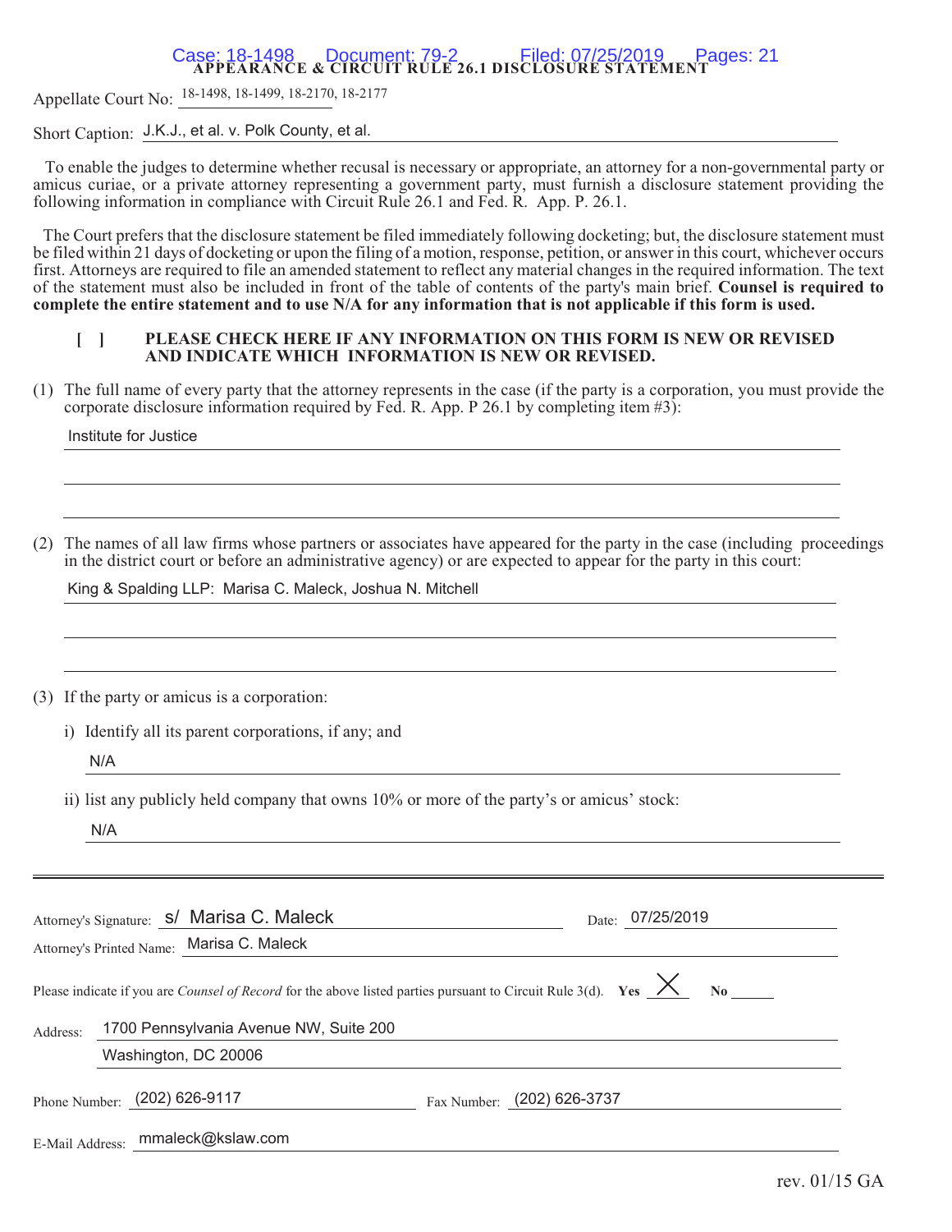# APPEARANCE & CIRCUIT RULE 26.1 DISCLOSURE STATEMENT

Appellate Court No: 18-1498, 18-1499, 18-2170, 18-2177

Short Caption: J.K.J., et al. v. Polk County, et al.

To enable the judges to determine whether recusal is necessary or appropriate, an attorney for a non-governmental party or amicus curiae, or a private attorney representing a government party, must furnish a disclosure statement providing the following information in compliance with Circuit Rule 26.1 and Fed. R. App. P. 26.1.

The Court prefers that the disclosure statement be filed immediately following docketing; but, the disclosure statement must be filed within 21 days of docketing or upon the filing of a motion, response, petition, or answer in this court, whichever occurs first. Attorneys are required to file an amended statement to reflect any material changes in the required information. The text of the statement must also be included in front of the table of contents of the party's main brief. **Counsel is required to complete the entire statement and to use N/A for any information that is not applicable if this form is used.**

[ ] **PLEASE CHECK HERE IF ANY INFORMATION ON THIS FORM IS NEW OR REVISED AND INDICATE WHICH INFORMATION IS NEW OR REVISED.**

(1) The full name of every party that the attorney represents in the case (if the party is a corporation, you must provide the corporate disclosure information required by Fed. R. App. P 26.1 by completing item #3):

Institute for Justice

(2) The names of all law firms whose partners or associates have appeared for the party in the case (including proceedings in the district court or before an administrative agency) or are expected to appear for the party in this court:

King & Spalding LLP: Marisa C. Maleck, Joshua N. Mitchell

(3) If the party or amicus is a corporation:

i) Identify all its parent corporations, if any; and

N/A

ii) list any publicly held company that owns 10% or more of the party's or amicus' stock:

N/A

---

Attorney's Signature: s/ Marisa C. Maleck  Date: 07/25/2019

Attorney's Printed Name: Marisa C. Maleck

Please indicate if you are *Counsel of Record* for the above listed parties pursuant to Circuit Rule 3(d). **Yes** X **No** ____

Address: 1700 Pennsylvania Avenue NW, Suite 200
Washington, DC 20006

Phone Number: (202) 626-9117  Fax Number: (202) 626-3737

E-Mail Address: mmaleck@kslaw.com

rev. 01/15 GA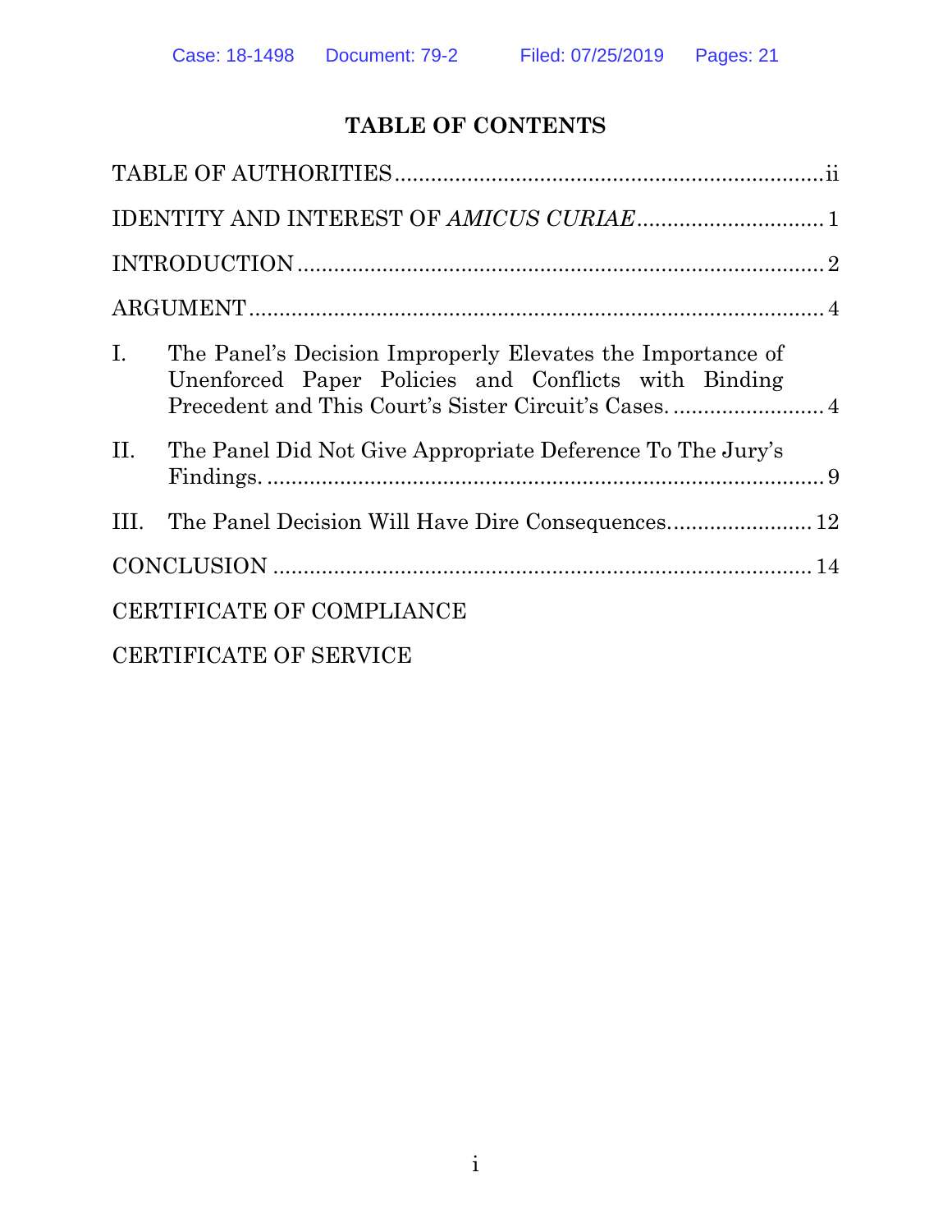## TABLE OF CONTENTS

TABLE OF AUTHORITIES ........................................................................ ii

IDENTITY AND INTEREST OF *AMICUS CURIAE* ............................... 1

INTRODUCTION ....................................................................................... 2

ARGUMENT ............................................................................................... 4

I. The Panel's Decision Improperly Elevates the Importance of Unenforced Paper Policies and Conflicts with Binding Precedent and This Court's Sister Circuit's Cases. ......................... 4

II. The Panel Did Not Give Appropriate Deference To The Jury's Findings. ............................................................................................ 9

III. The Panel Decision Will Have Dire Consequences. ....................... 12

CONCLUSION ......................................................................................... 14

CERTIFICATE OF COMPLIANCE

CERTIFICATE OF SERVICE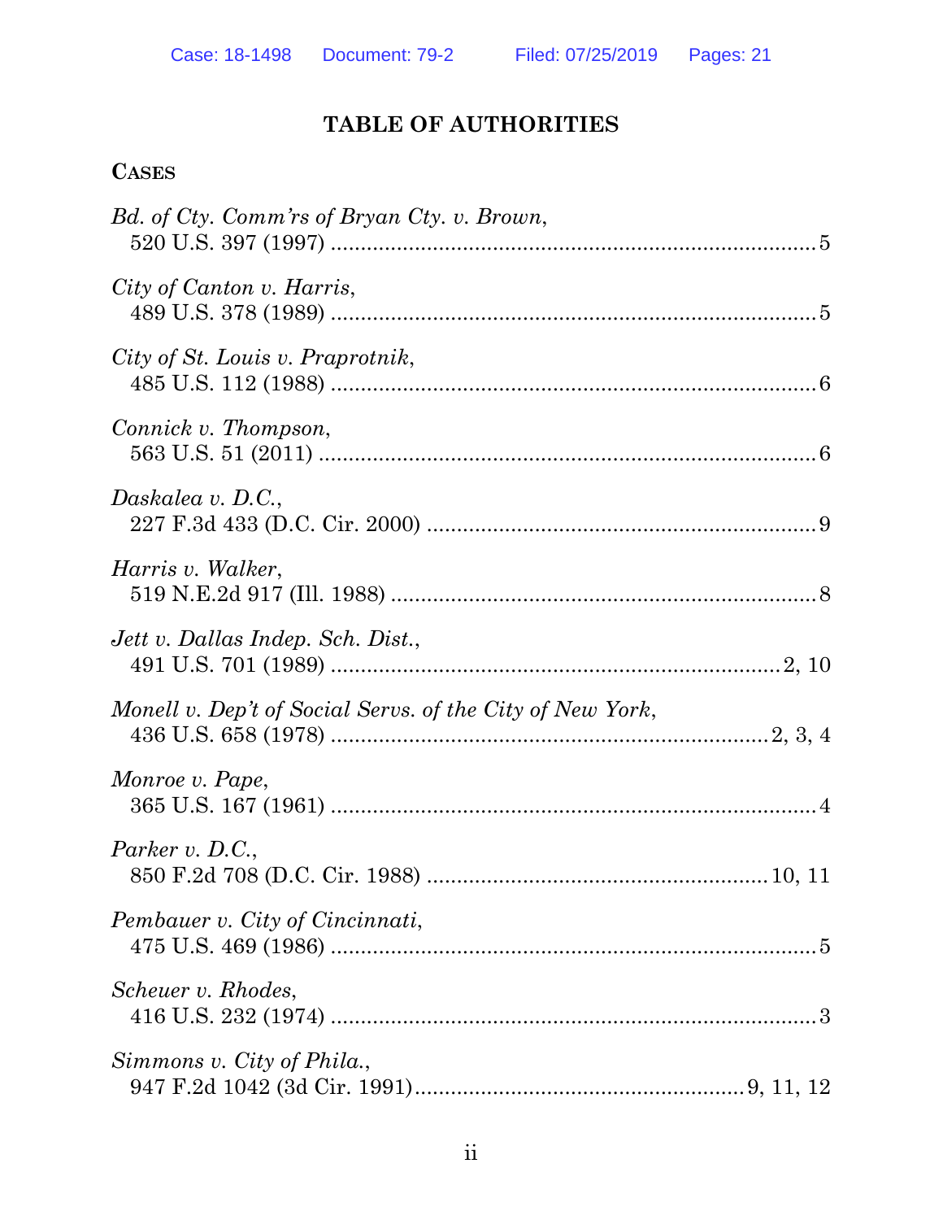## TABLE OF AUTHORITIES

### CASES

*Bd. of Cty. Comm'rs of Bryan Cty. v. Brown*,
520 U.S. 397 (1997) .................................................................................5

*City of Canton v. Harris*,
489 U.S. 378 (1989) .................................................................................5

*City of St. Louis v. Praprotnik*,
485 U.S. 112 (1988) .................................................................................6

*Connick v. Thompson*,
563 U.S. 51 (2011) ...................................................................................6

*Daskalea v. D.C.*,
227 F.3d 433 (D.C. Cir. 2000) .................................................................9

*Harris v. Walker*,
519 N.E.2d 917 (Ill. 1988) .......................................................................8

*Jett v. Dallas Indep. Sch. Dist.*,
491 U.S. 701 (1989) ...........................................................................2, 10

*Monell v. Dep't of Social Servs. of the City of New York*,
436 U.S. 658 (1978) .........................................................................2, 3, 4

*Monroe v. Pape*,
365 U.S. 167 (1961) .................................................................................4

*Parker v. D.C.*,
850 F.2d 708 (D.C. Cir. 1988) .........................................................10, 11

*Pembauer v. City of Cincinnati*,
475 U.S. 469 (1986) .................................................................................5

*Scheuer v. Rhodes*,
416 U.S. 232 (1974) .................................................................................3

*Simmons v. City of Phila.*,
947 F.2d 1042 (3d Cir. 1991)......................................................9, 11, 12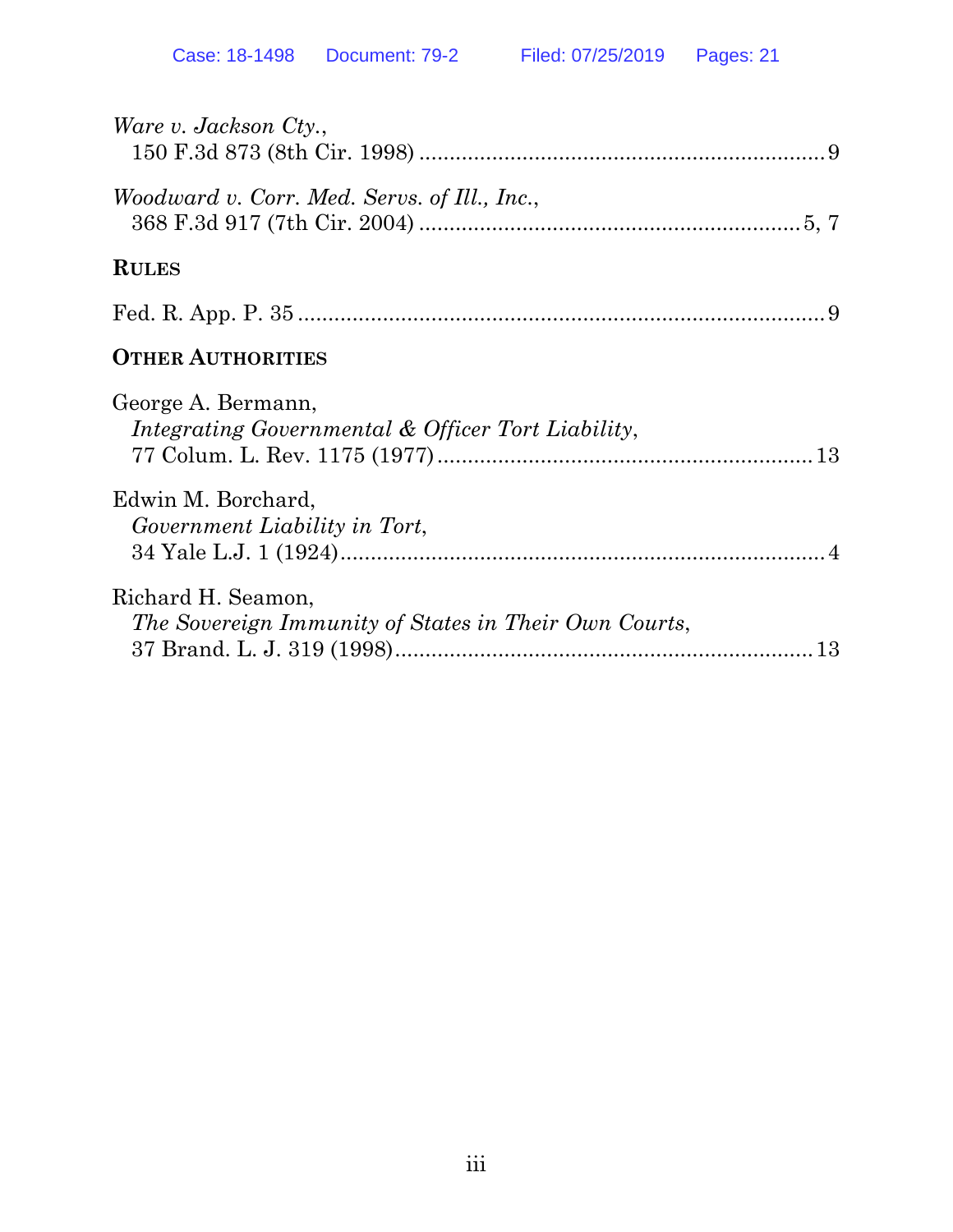*Ware v. Jackson Cty.*,
150 F.3d 873 (8th Cir. 1998) .................................................................. 9

*Woodward v. Corr. Med. Servs. of Ill., Inc.*,
368 F.3d 917 (7th Cir. 2004) ............................................................... 5, 7

**RULES**

Fed. R. App. P. 35 ....................................................................................... 9

**OTHER AUTHORITIES**

George A. Bermann,
*Integrating Governmental & Officer Tort Liability*,
77 Colum. L. Rev. 1175 (1977) ............................................................. 13

Edwin M. Borchard,
*Government Liability in Tort*,
34 Yale L.J. 1 (1924) ................................................................................. 4

Richard H. Seamon,
*The Sovereign Immunity of States in Their Own Courts*,
37 Brand. L. J. 319 (1998) ..................................................................... 13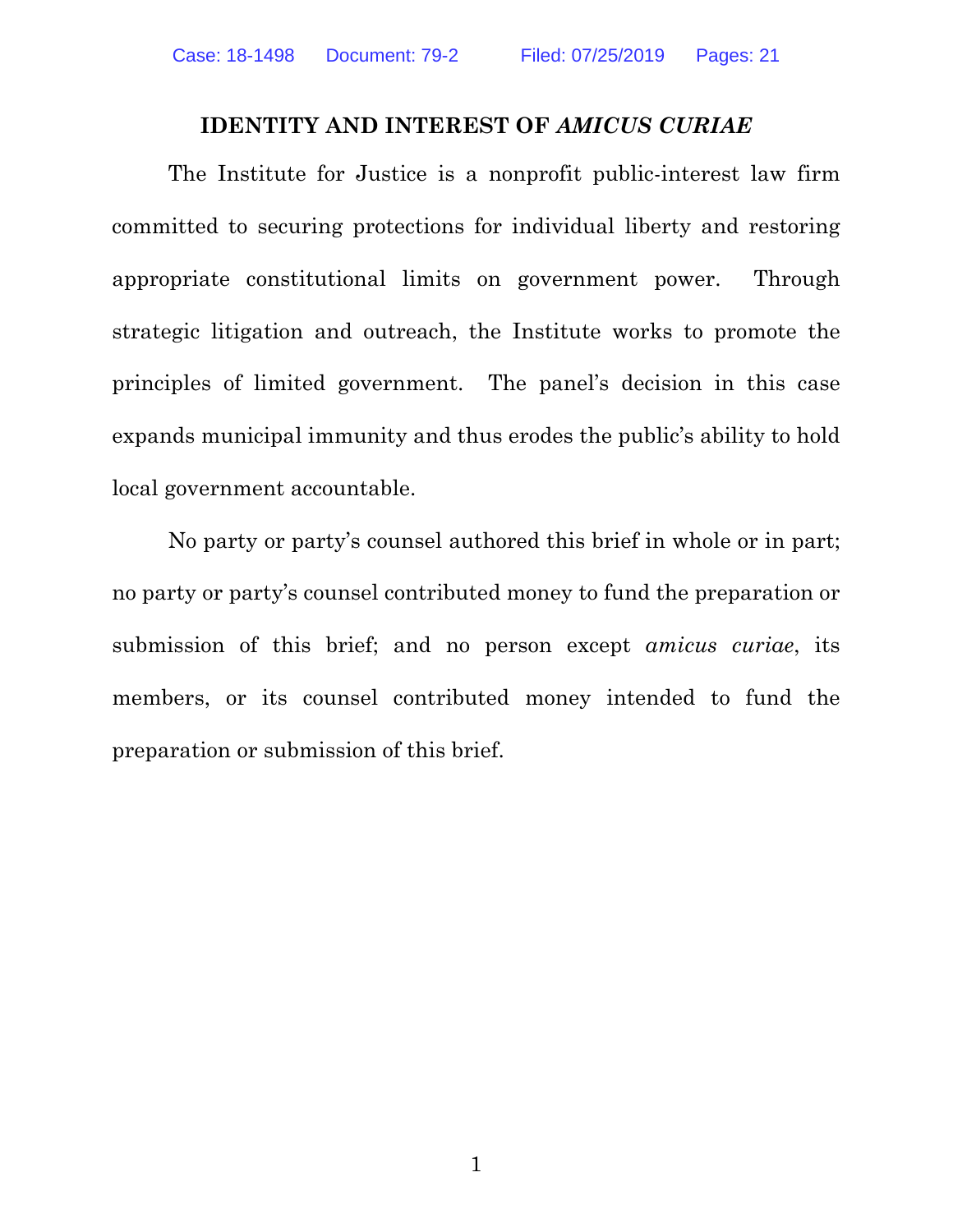## IDENTITY AND INTEREST OF *AMICUS CURIAE*

The Institute for Justice is a nonprofit public-interest law firm committed to securing protections for individual liberty and restoring appropriate constitutional limits on government power. Through strategic litigation and outreach, the Institute works to promote the principles of limited government. The panel's decision in this case expands municipal immunity and thus erodes the public's ability to hold local government accountable.

No party or party's counsel authored this brief in whole or in part; no party or party's counsel contributed money to fund the preparation or submission of this brief; and no person except *amicus curiae*, its members, or its counsel contributed money intended to fund the preparation or submission of this brief.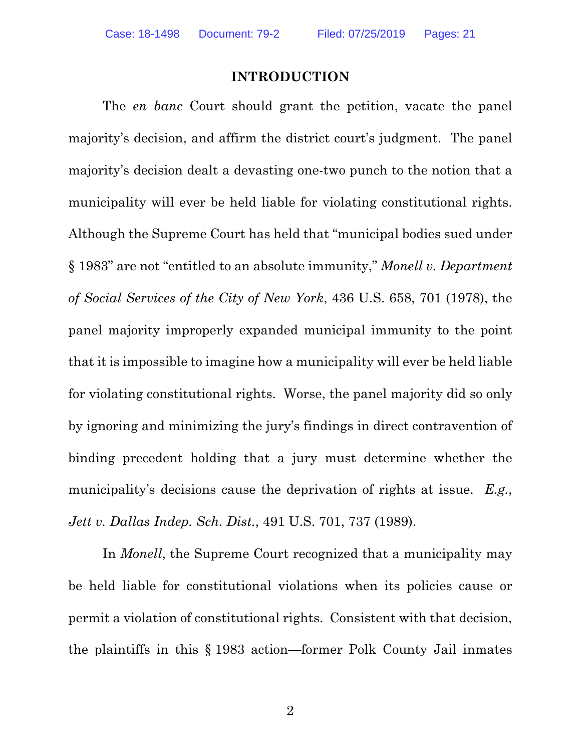## INTRODUCTION

The *en banc* Court should grant the petition, vacate the panel majority's decision, and affirm the district court's judgment. The panel majority's decision dealt a devasting one-two punch to the notion that a municipality will ever be held liable for violating constitutional rights. Although the Supreme Court has held that "municipal bodies sued under § 1983" are not "entitled to an absolute immunity," *Monell v. Department of Social Services of the City of New York*, 436 U.S. 658, 701 (1978), the panel majority improperly expanded municipal immunity to the point that it is impossible to imagine how a municipality will ever be held liable for violating constitutional rights. Worse, the panel majority did so only by ignoring and minimizing the jury's findings in direct contravention of binding precedent holding that a jury must determine whether the municipality's decisions cause the deprivation of rights at issue. *E.g.*, *Jett v. Dallas Indep. Sch. Dist.*, 491 U.S. 701, 737 (1989).

In *Monell*, the Supreme Court recognized that a municipality may be held liable for constitutional violations when its policies cause or permit a violation of constitutional rights. Consistent with that decision, the plaintiffs in this § 1983 action—former Polk County Jail inmates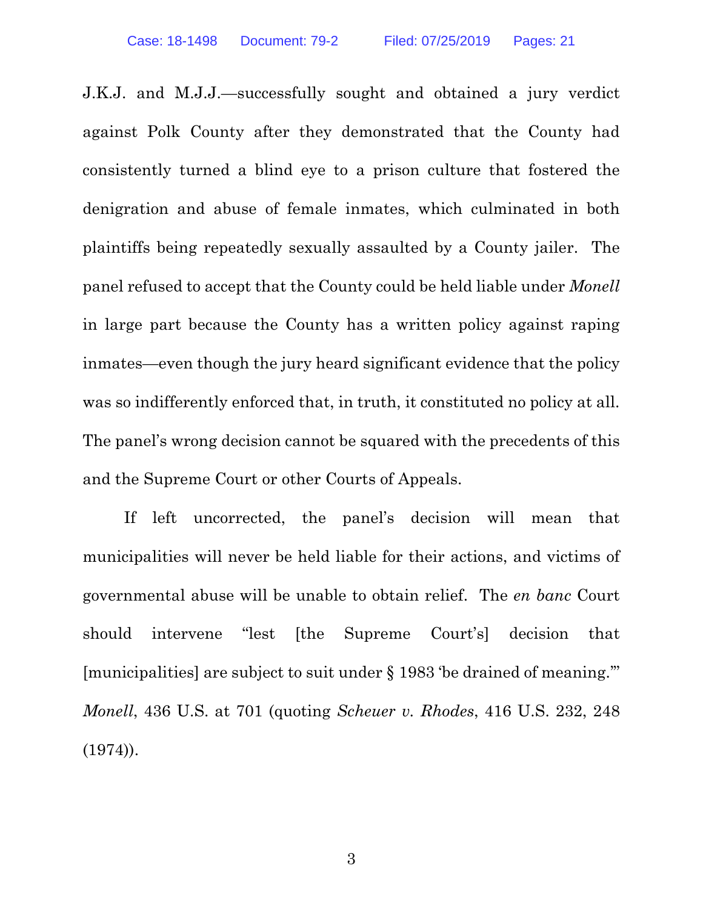J.K.J. and M.J.J.—successfully sought and obtained a jury verdict against Polk County after they demonstrated that the County had consistently turned a blind eye to a prison culture that fostered the denigration and abuse of female inmates, which culminated in both plaintiffs being repeatedly sexually assaulted by a County jailer. The panel refused to accept that the County could be held liable under *Monell* in large part because the County has a written policy against raping inmates—even though the jury heard significant evidence that the policy was so indifferently enforced that, in truth, it constituted no policy at all. The panel's wrong decision cannot be squared with the precedents of this and the Supreme Court or other Courts of Appeals.

If left uncorrected, the panel's decision will mean that municipalities will never be held liable for their actions, and victims of governmental abuse will be unable to obtain relief. The *en banc* Court should intervene "lest [the Supreme Court's] decision that [municipalities] are subject to suit under § 1983 'be drained of meaning.'" *Monell*, 436 U.S. at 701 (quoting *Scheuer v. Rhodes*, 416 U.S. 232, 248 (1974)).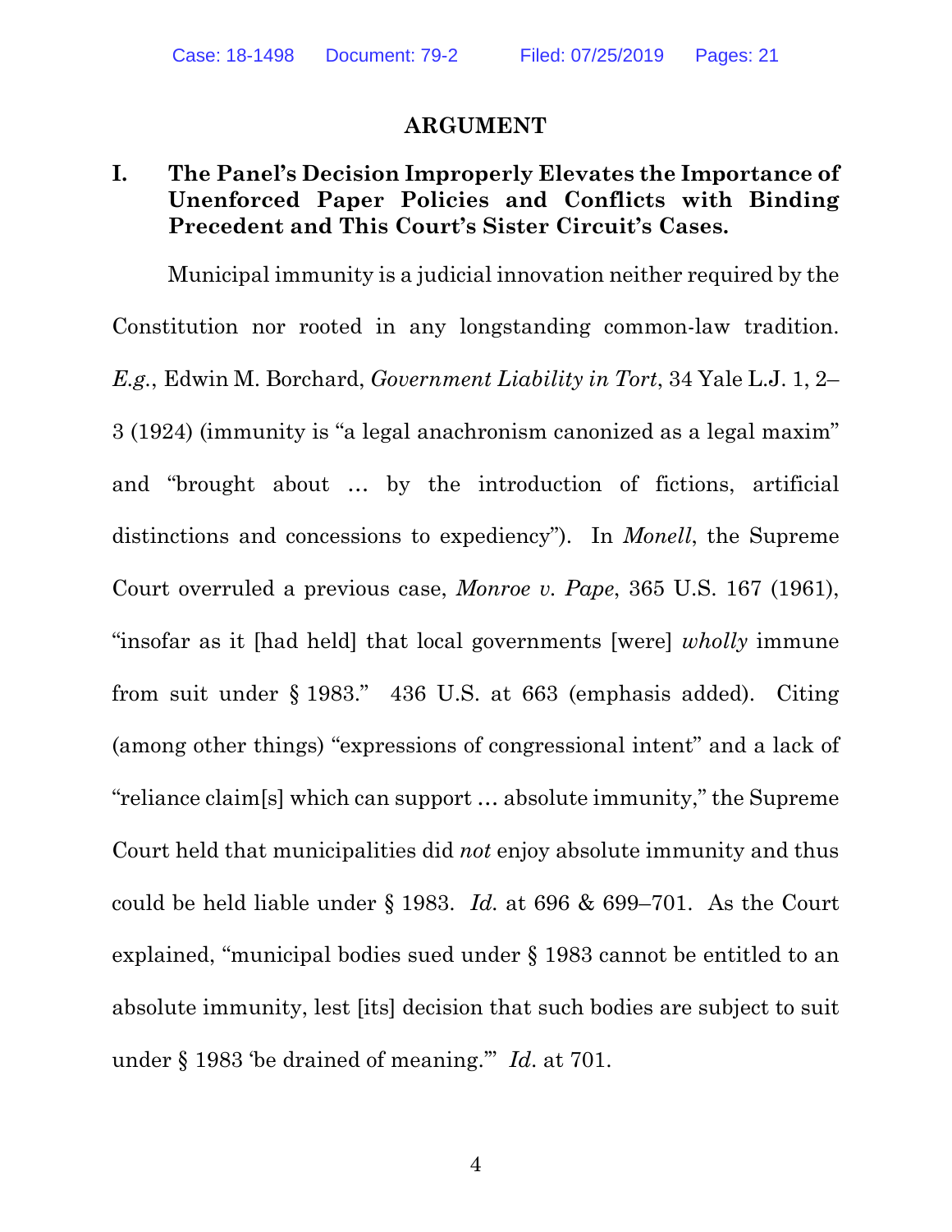## ARGUMENT

### I. The Panel's Decision Improperly Elevates the Importance of Unenforced Paper Policies and Conflicts with Binding Precedent and This Court's Sister Circuit's Cases.

Municipal immunity is a judicial innovation neither required by the Constitution nor rooted in any longstanding common-law tradition. *E.g.*, Edwin M. Borchard, *Government Liability in Tort*, 34 Yale L.J. 1, 2–3 (1924) (immunity is "a legal anachronism canonized as a legal maxim" and "brought about … by the introduction of fictions, artificial distinctions and concessions to expediency"). In *Monell*, the Supreme Court overruled a previous case, *Monroe v. Pape*, 365 U.S. 167 (1961), "insofar as it [had held] that local governments [were] *wholly* immune from suit under § 1983." 436 U.S. at 663 (emphasis added). Citing (among other things) "expressions of congressional intent" and a lack of "reliance claim[s] which can support … absolute immunity," the Supreme Court held that municipalities did *not* enjoy absolute immunity and thus could be held liable under § 1983. *Id.* at 696 & 699–701. As the Court explained, "municipal bodies sued under § 1983 cannot be entitled to an absolute immunity, lest [its] decision that such bodies are subject to suit under § 1983 'be drained of meaning.'" *Id.* at 701.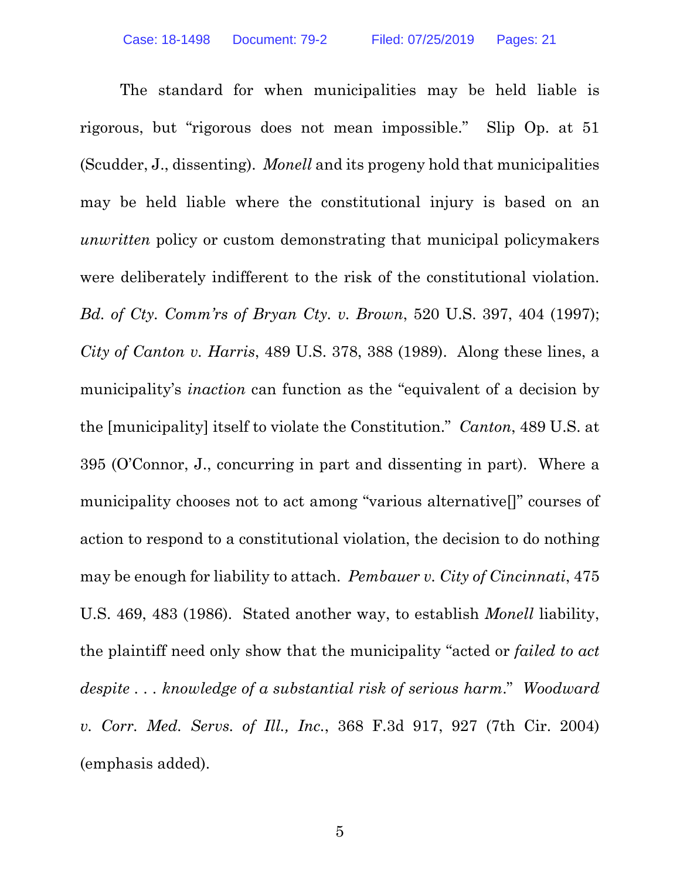The standard for when municipalities may be held liable is rigorous, but "rigorous does not mean impossible." Slip Op. at 51 (Scudder, J., dissenting). *Monell* and its progeny hold that municipalities may be held liable where the constitutional injury is based on an *unwritten* policy or custom demonstrating that municipal policymakers were deliberately indifferent to the risk of the constitutional violation. *Bd. of Cty. Comm'rs of Bryan Cty. v. Brown*, 520 U.S. 397, 404 (1997); *City of Canton v. Harris*, 489 U.S. 378, 388 (1989). Along these lines, a municipality's *inaction* can function as the "equivalent of a decision by the [municipality] itself to violate the Constitution." *Canton*, 489 U.S. at 395 (O'Connor, J., concurring in part and dissenting in part). Where a municipality chooses not to act among "various alternative[]" courses of action to respond to a constitutional violation, the decision to do nothing may be enough for liability to attach. *Pembauer v. City of Cincinnati*, 475 U.S. 469, 483 (1986). Stated another way, to establish *Monell* liability, the plaintiff need only show that the municipality "acted or *failed to act despite . . . knowledge of a substantial risk of serious harm*." *Woodward v. Corr. Med. Servs. of Ill., Inc.*, 368 F.3d 917, 927 (7th Cir. 2004) (emphasis added).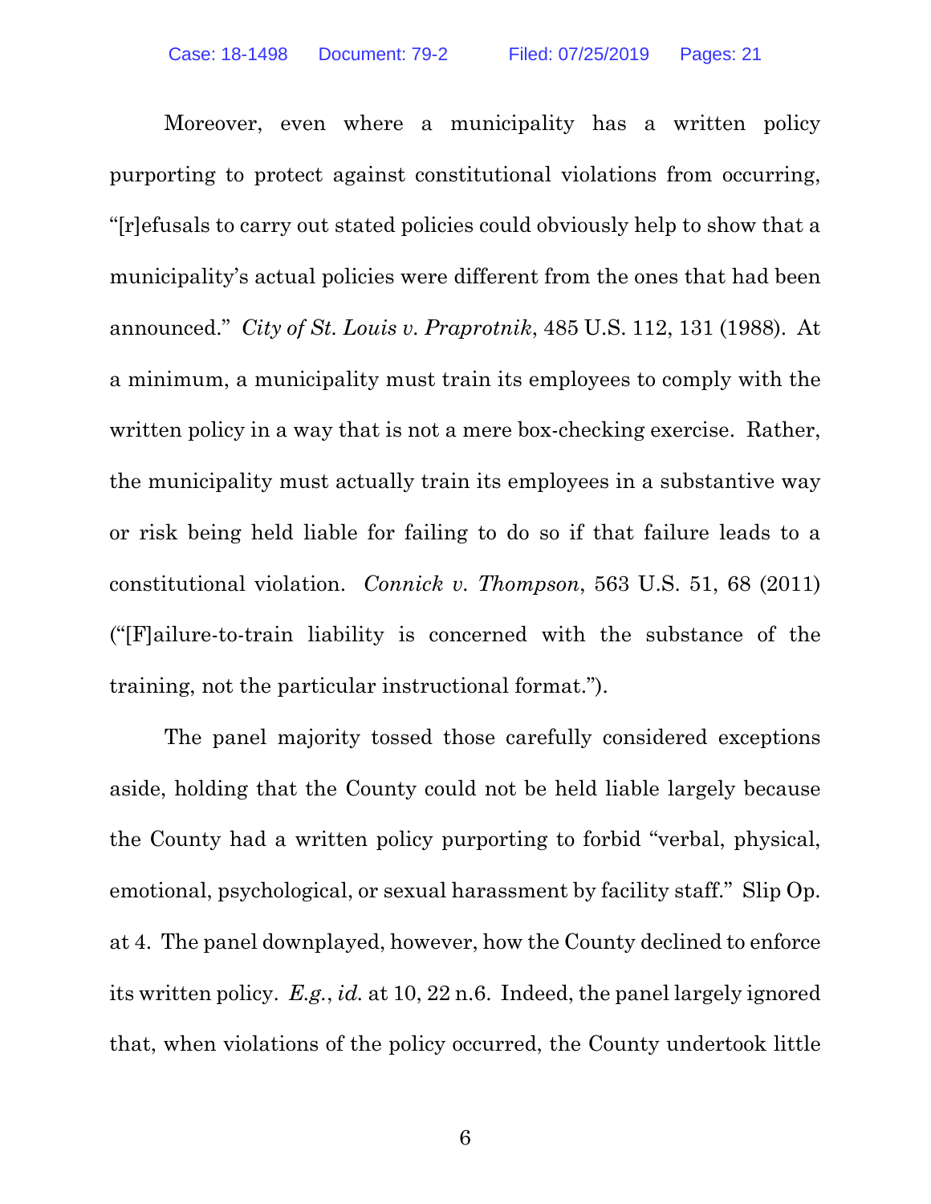Moreover, even where a municipality has a written policy purporting to protect against constitutional violations from occurring, "[r]efusals to carry out stated policies could obviously help to show that a municipality's actual policies were different from the ones that had been announced." *City of St. Louis v. Praprotnik*, 485 U.S. 112, 131 (1988). At a minimum, a municipality must train its employees to comply with the written policy in a way that is not a mere box-checking exercise. Rather, the municipality must actually train its employees in a substantive way or risk being held liable for failing to do so if that failure leads to a constitutional violation. *Connick v. Thompson*, 563 U.S. 51, 68 (2011) ("[F]ailure-to-train liability is concerned with the substance of the training, not the particular instructional format.").

The panel majority tossed those carefully considered exceptions aside, holding that the County could not be held liable largely because the County had a written policy purporting to forbid "verbal, physical, emotional, psychological, or sexual harassment by facility staff." Slip Op. at 4. The panel downplayed, however, how the County declined to enforce its written policy. *E.g.*, *id.* at 10, 22 n.6. Indeed, the panel largely ignored that, when violations of the policy occurred, the County undertook little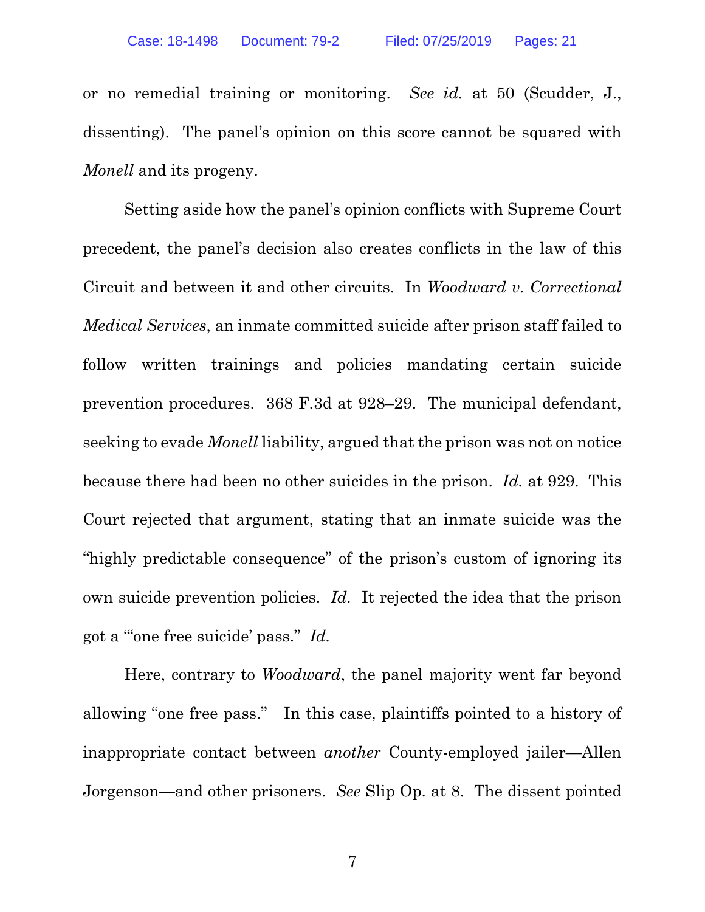or no remedial training or monitoring. *See id.* at 50 (Scudder, J., dissenting). The panel's opinion on this score cannot be squared with *Monell* and its progeny.

Setting aside how the panel's opinion conflicts with Supreme Court precedent, the panel's decision also creates conflicts in the law of this Circuit and between it and other circuits. In *Woodward v. Correctional Medical Services*, an inmate committed suicide after prison staff failed to follow written trainings and policies mandating certain suicide prevention procedures. 368 F.3d at 928–29. The municipal defendant, seeking to evade *Monell* liability, argued that the prison was not on notice because there had been no other suicides in the prison. *Id.* at 929. This Court rejected that argument, stating that an inmate suicide was the "highly predictable consequence" of the prison's custom of ignoring its own suicide prevention policies. *Id.* It rejected the idea that the prison got a "'one free suicide' pass." *Id.*

Here, contrary to *Woodward*, the panel majority went far beyond allowing "one free pass." In this case, plaintiffs pointed to a history of inappropriate contact between *another* County-employed jailer—Allen Jorgenson—and other prisoners. *See* Slip Op. at 8. The dissent pointed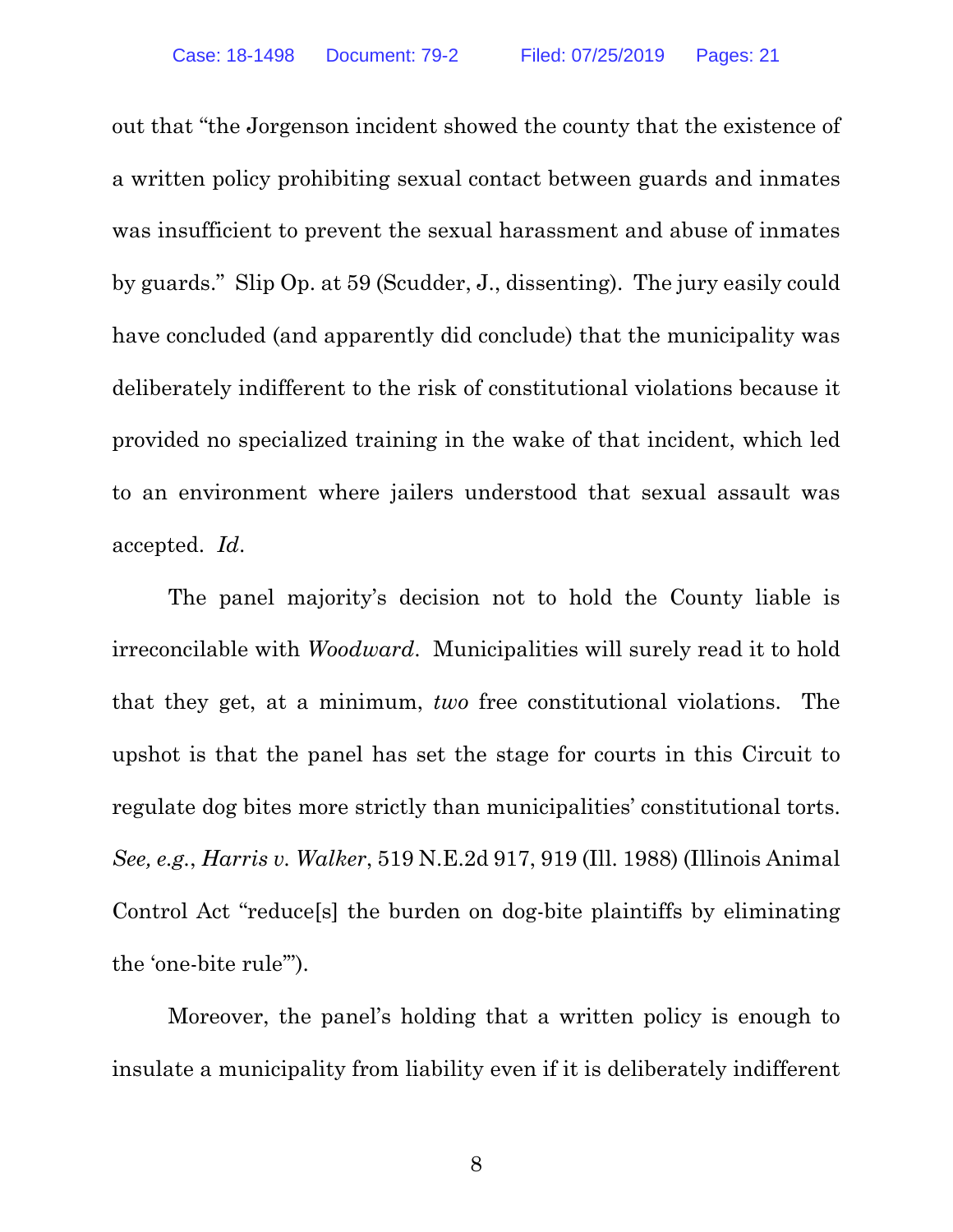out that "the Jorgenson incident showed the county that the existence of a written policy prohibiting sexual contact between guards and inmates was insufficient to prevent the sexual harassment and abuse of inmates by guards." Slip Op. at 59 (Scudder, J., dissenting). The jury easily could have concluded (and apparently did conclude) that the municipality was deliberately indifferent to the risk of constitutional violations because it provided no specialized training in the wake of that incident, which led to an environment where jailers understood that sexual assault was accepted. *Id*.

The panel majority's decision not to hold the County liable is irreconcilable with *Woodward*. Municipalities will surely read it to hold that they get, at a minimum, *two* free constitutional violations. The upshot is that the panel has set the stage for courts in this Circuit to regulate dog bites more strictly than municipalities' constitutional torts. *See, e.g.*, *Harris v. Walker*, 519 N.E.2d 917, 919 (Ill. 1988) (Illinois Animal Control Act "reduce[s] the burden on dog-bite plaintiffs by eliminating the 'one-bite rule'").

Moreover, the panel's holding that a written policy is enough to insulate a municipality from liability even if it is deliberately indifferent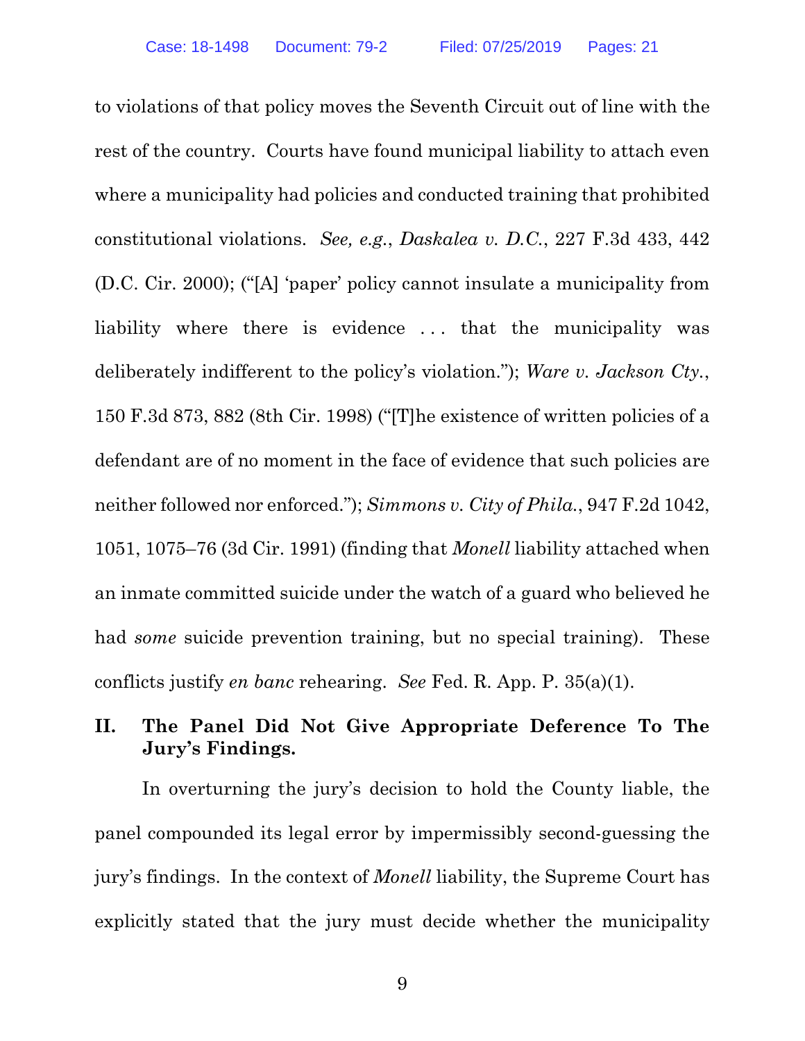to violations of that policy moves the Seventh Circuit out of line with the rest of the country. Courts have found municipal liability to attach even where a municipality had policies and conducted training that prohibited constitutional violations. *See, e.g.*, *Daskalea v. D.C.*, 227 F.3d 433, 442 (D.C. Cir. 2000); ("[A] 'paper' policy cannot insulate a municipality from liability where there is evidence . . . that the municipality was deliberately indifferent to the policy's violation."); *Ware v. Jackson Cty.*, 150 F.3d 873, 882 (8th Cir. 1998) ("[T]he existence of written policies of a defendant are of no moment in the face of evidence that such policies are neither followed nor enforced."); *Simmons v. City of Phila.*, 947 F.2d 1042, 1051, 1075–76 (3d Cir. 1991) (finding that *Monell* liability attached when an inmate committed suicide under the watch of a guard who believed he had *some* suicide prevention training, but no special training). These conflicts justify *en banc* rehearing. *See* Fed. R. App. P. 35(a)(1).

## II. The Panel Did Not Give Appropriate Deference To The Jury's Findings.

In overturning the jury's decision to hold the County liable, the panel compounded its legal error by impermissibly second-guessing the jury's findings. In the context of *Monell* liability, the Supreme Court has explicitly stated that the jury must decide whether the municipality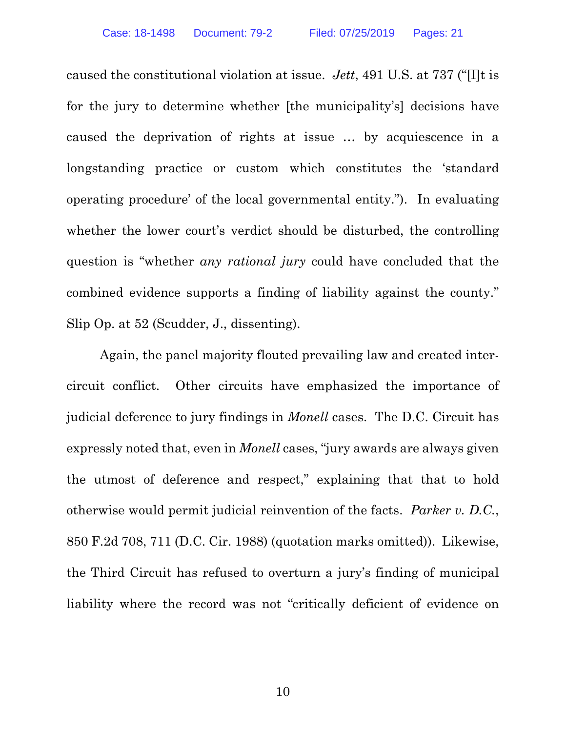caused the constitutional violation at issue. *Jett*, 491 U.S. at 737 ("[I]t is for the jury to determine whether [the municipality's] decisions have caused the deprivation of rights at issue … by acquiescence in a longstanding practice or custom which constitutes the 'standard operating procedure' of the local governmental entity."). In evaluating whether the lower court's verdict should be disturbed, the controlling question is "whether *any rational jury* could have concluded that the combined evidence supports a finding of liability against the county." Slip Op. at 52 (Scudder, J., dissenting).

Again, the panel majority flouted prevailing law and created inter-circuit conflict. Other circuits have emphasized the importance of judicial deference to jury findings in *Monell* cases. The D.C. Circuit has expressly noted that, even in *Monell* cases, "jury awards are always given the utmost of deference and respect," explaining that that to hold otherwise would permit judicial reinvention of the facts. *Parker v. D.C.*, 850 F.2d 708, 711 (D.C. Cir. 1988) (quotation marks omitted)). Likewise, the Third Circuit has refused to overturn a jury's finding of municipal liability where the record was not "critically deficient of evidence on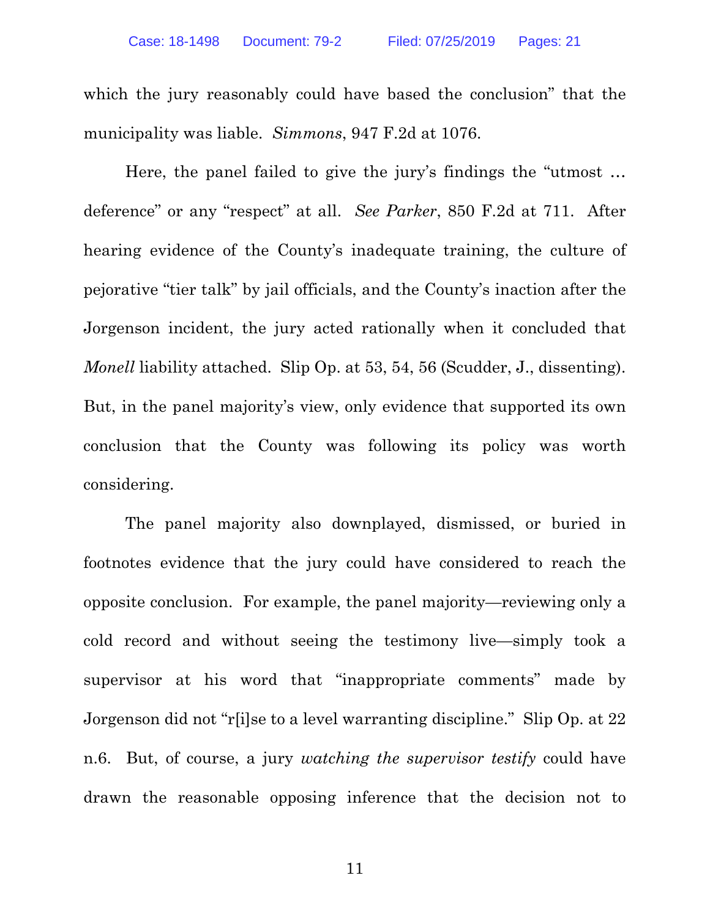which the jury reasonably could have based the conclusion" that the municipality was liable. *Simmons*, 947 F.2d at 1076.

Here, the panel failed to give the jury's findings the "utmost … deference" or any "respect" at all. *See Parker*, 850 F.2d at 711. After hearing evidence of the County's inadequate training, the culture of pejorative "tier talk" by jail officials, and the County's inaction after the Jorgenson incident, the jury acted rationally when it concluded that *Monell* liability attached. Slip Op. at 53, 54, 56 (Scudder, J., dissenting). But, in the panel majority's view, only evidence that supported its own conclusion that the County was following its policy was worth considering.

The panel majority also downplayed, dismissed, or buried in footnotes evidence that the jury could have considered to reach the opposite conclusion. For example, the panel majority—reviewing only a cold record and without seeing the testimony live—simply took a supervisor at his word that "inappropriate comments" made by Jorgenson did not "r[i]se to a level warranting discipline." Slip Op. at 22 n.6. But, of course, a jury *watching the supervisor testify* could have drawn the reasonable opposing inference that the decision not to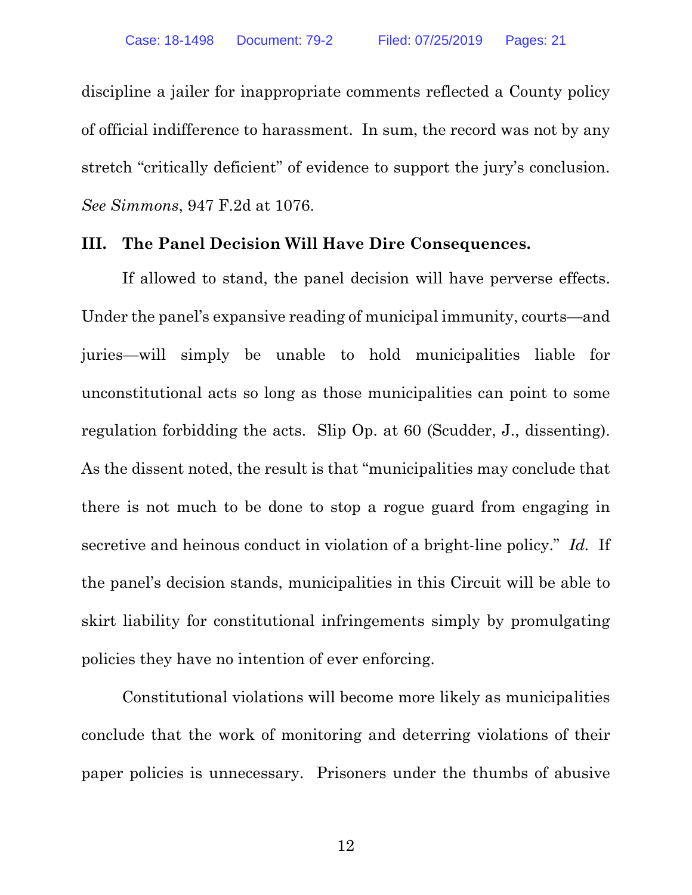discipline a jailer for inappropriate comments reflected a County policy of official indifference to harassment. In sum, the record was not by any stretch "critically deficient" of evidence to support the jury's conclusion. *See Simmons*, 947 F.2d at 1076.

## III. The Panel Decision Will Have Dire Consequences.

If allowed to stand, the panel decision will have perverse effects. Under the panel's expansive reading of municipal immunity, courts—and juries—will simply be unable to hold municipalities liable for unconstitutional acts so long as those municipalities can point to some regulation forbidding the acts. Slip Op. at 60 (Scudder, J., dissenting). As the dissent noted, the result is that "municipalities may conclude that there is not much to be done to stop a rogue guard from engaging in secretive and heinous conduct in violation of a bright-line policy." *Id.* If the panel's decision stands, municipalities in this Circuit will be able to skirt liability for constitutional infringements simply by promulgating policies they have no intention of ever enforcing.

Constitutional violations will become more likely as municipalities conclude that the work of monitoring and deterring violations of their paper policies is unnecessary. Prisoners under the thumbs of abusive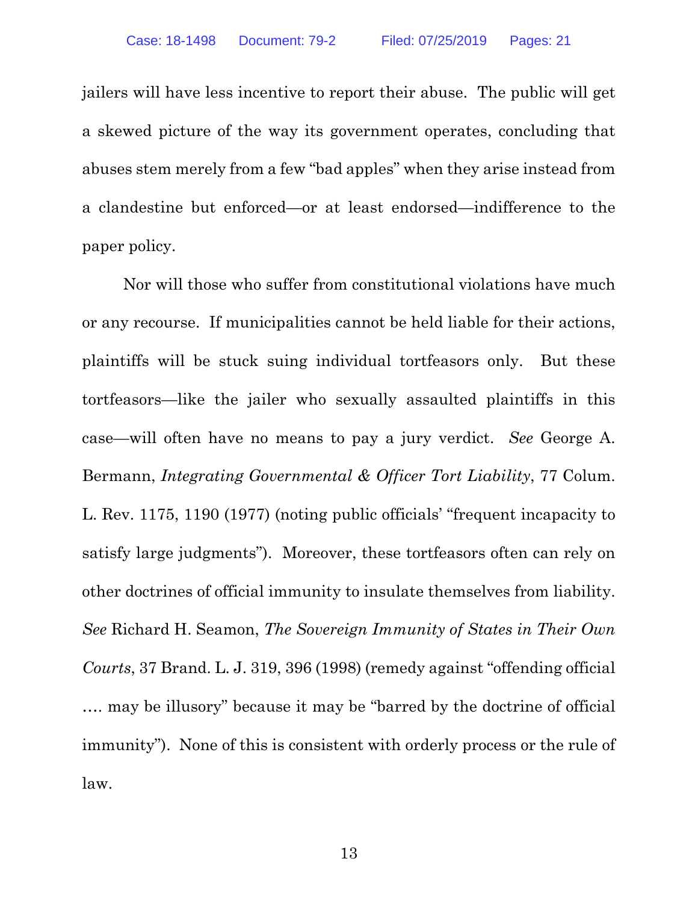jailers will have less incentive to report their abuse. The public will get a skewed picture of the way its government operates, concluding that abuses stem merely from a few "bad apples" when they arise instead from a clandestine but enforced—or at least endorsed—indifference to the paper policy.

Nor will those who suffer from constitutional violations have much or any recourse. If municipalities cannot be held liable for their actions, plaintiffs will be stuck suing individual tortfeasors only. But these tortfeasors—like the jailer who sexually assaulted plaintiffs in this case—will often have no means to pay a jury verdict. *See* George A. Bermann, *Integrating Governmental & Officer Tort Liability*, 77 Colum. L. Rev. 1175, 1190 (1977) (noting public officials' "frequent incapacity to satisfy large judgments"). Moreover, these tortfeasors often can rely on other doctrines of official immunity to insulate themselves from liability. *See* Richard H. Seamon, *The Sovereign Immunity of States in Their Own Courts*, 37 Brand. L. J. 319, 396 (1998) (remedy against "offending official …. may be illusory" because it may be "barred by the doctrine of official immunity"). None of this is consistent with orderly process or the rule of law.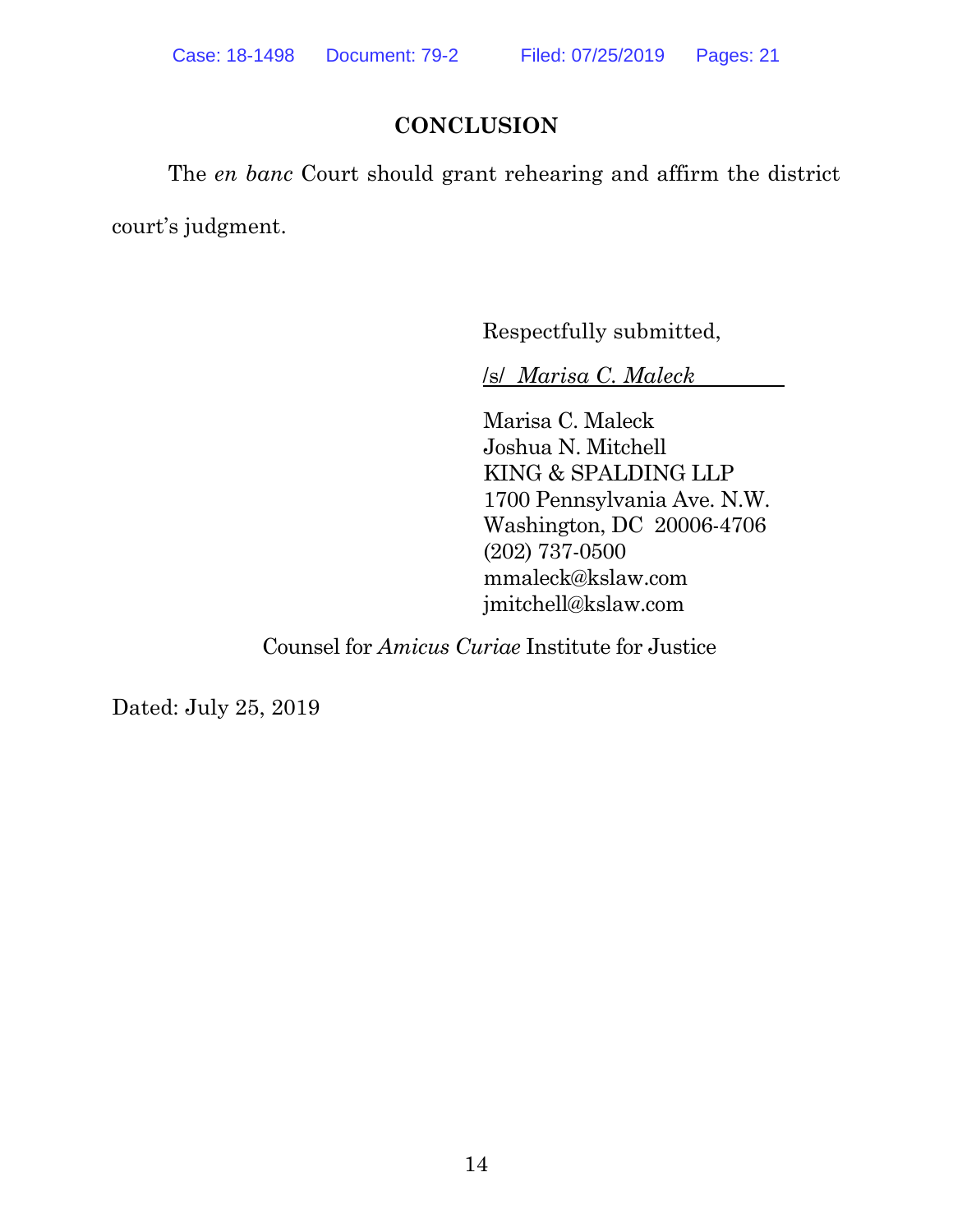## CONCLUSION

The *en banc* Court should grant rehearing and affirm the district court's judgment.

Respectfully submitted,

/s/ *Marisa C. Maleck*

Marisa C. Maleck
Joshua N. Mitchell
KING & SPALDING LLP
1700 Pennsylvania Ave. N.W.
Washington, DC 20006-4706
(202) 737-0500
mmaleck@kslaw.com
jmitchell@kslaw.com

Counsel for *Amicus Curiae* Institute for Justice

Dated: July 25, 2019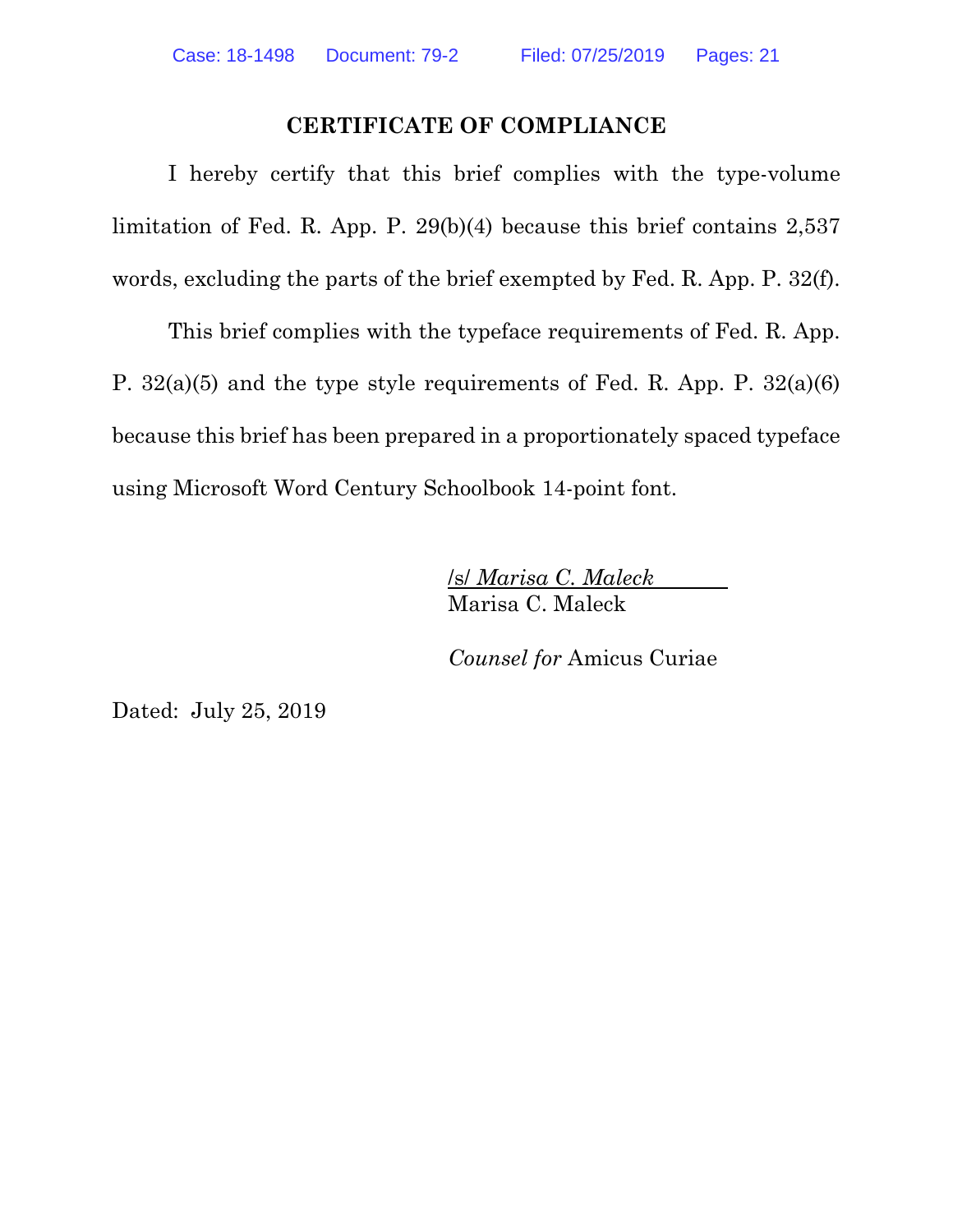## CERTIFICATE OF COMPLIANCE

I hereby certify that this brief complies with the type-volume limitation of Fed. R. App. P. 29(b)(4) because this brief contains 2,537 words, excluding the parts of the brief exempted by Fed. R. App. P. 32(f).

This brief complies with the typeface requirements of Fed. R. App. P. 32(a)(5) and the type style requirements of Fed. R. App. P. 32(a)(6) because this brief has been prepared in a proportionately spaced typeface using Microsoft Word Century Schoolbook 14-point font.

/s/ *Marisa C. Maleck*
Marisa C. Maleck

*Counsel for* Amicus Curiae

Dated: July 25, 2019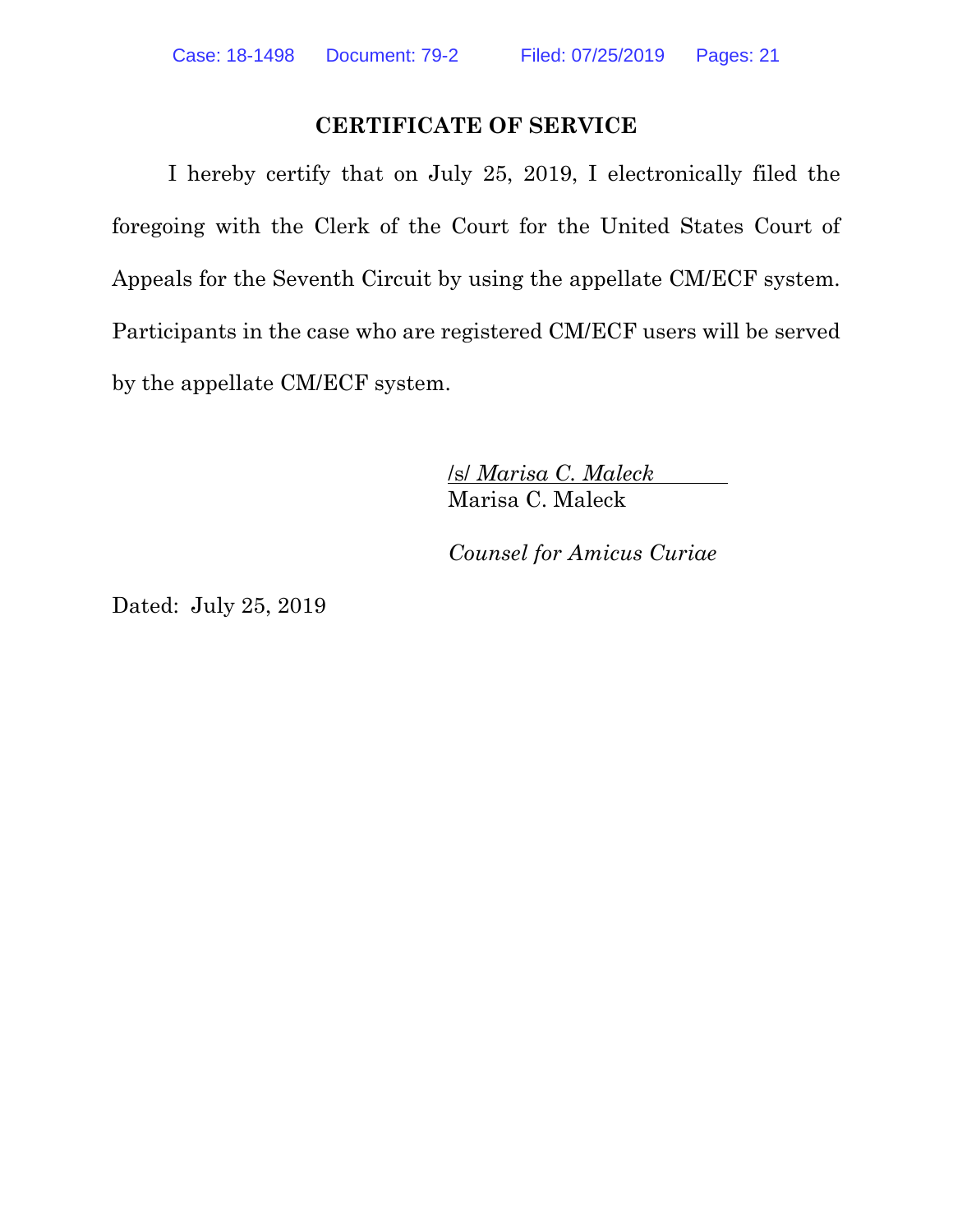## CERTIFICATE OF SERVICE

I hereby certify that on July 25, 2019, I electronically filed the foregoing with the Clerk of the Court for the United States Court of Appeals for the Seventh Circuit by using the appellate CM/ECF system. Participants in the case who are registered CM/ECF users will be served by the appellate CM/ECF system.

/s/ *Marisa C. Maleck*
Marisa C. Maleck

*Counsel for Amicus Curiae*

Dated: July 25, 2019